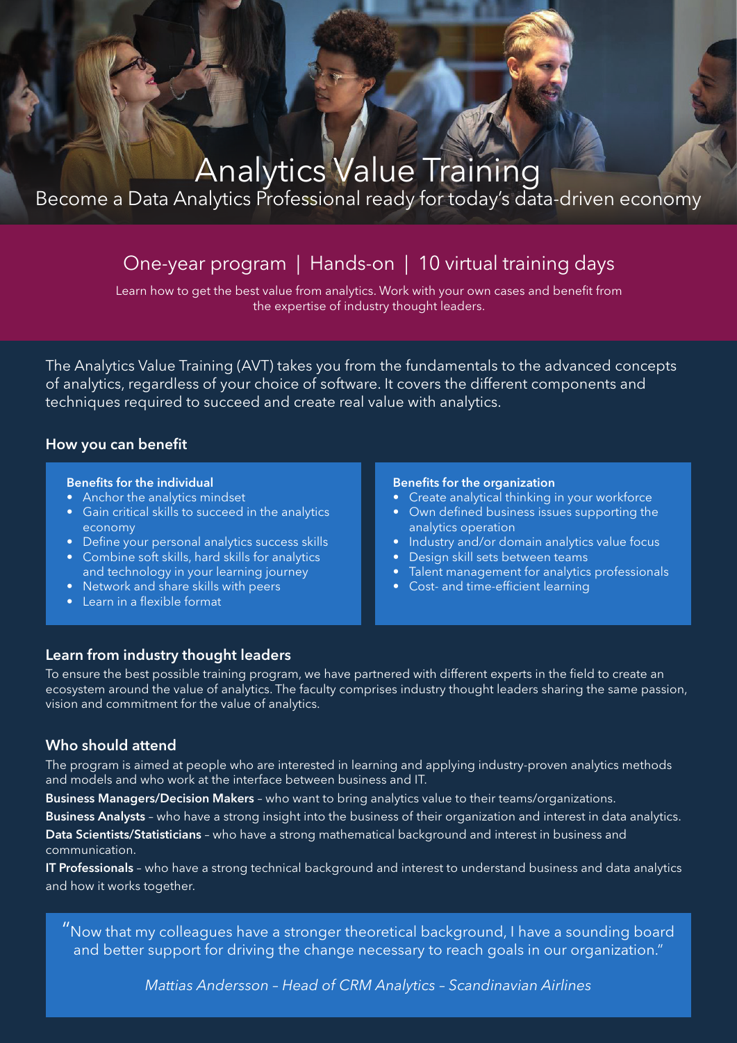# Analytics Value Training

Become a Data Analytics Professional ready for today's data-driven economy

## One-year program | Hands-on | 10 virtual training days

Learn how to get the best value from analytics. Work with your own cases and benefit from the expertise of industry thought leaders.

The Analytics Value Training (AVT) takes you from the fundamentals to the advanced concepts of analytics, regardless of your choice of software. It covers the different components and techniques required to succeed and create real value with analytics.

### How you can benefit

**Benefits for the individual**

- Anchor the analytics mindset
- Gain critical skills to succeed in the analytics economy
- Define your personal analytics success skills
- Combine soft skills, hard skills for analytics and technology in your learning journey
- Network and share skills with peers
- Learn in a flexible format

**Benefits for the organization**

- Create analytical thinking in your workforce
- Own defined business issues supporting the analytics operation
- Industry and/or domain analytics value focus
- Design skill sets between teams
- Talent management for analytics professionals
- Cost- and time-efficient learning

### Learn from industry thought leaders

To ensure the best possible training program, we have partnered with different experts in the field to create an ecosystem around the value of analytics. The faculty comprises industry thought leaders sharing the same passion, vision and commitment for the value of analytics.

### Who should attend

The program is aimed at people who are interested in learning and applying industry-proven analytics methods and models and who work at the interface between business and IT.

**Business Managers/Decision Makers** – who want to bring analytics value to their teams/organizations.

**Business Analysts** – who have a strong insight into the business of their organization and interest in data analytics.

**Data Scientists/Statisticians** – who have a strong mathematical background and interest in business and communication.

**IT Professionals** – who have a strong technical background and interest to understand business and data analytics and how it works together.

"Now that my colleagues have a stronger theoretical background, I have a sounding board and better support for driving the change necessary to reach goals in our organization."

*Mattias Andersson – Head of CRM Analytics – Scandinavian Airlines*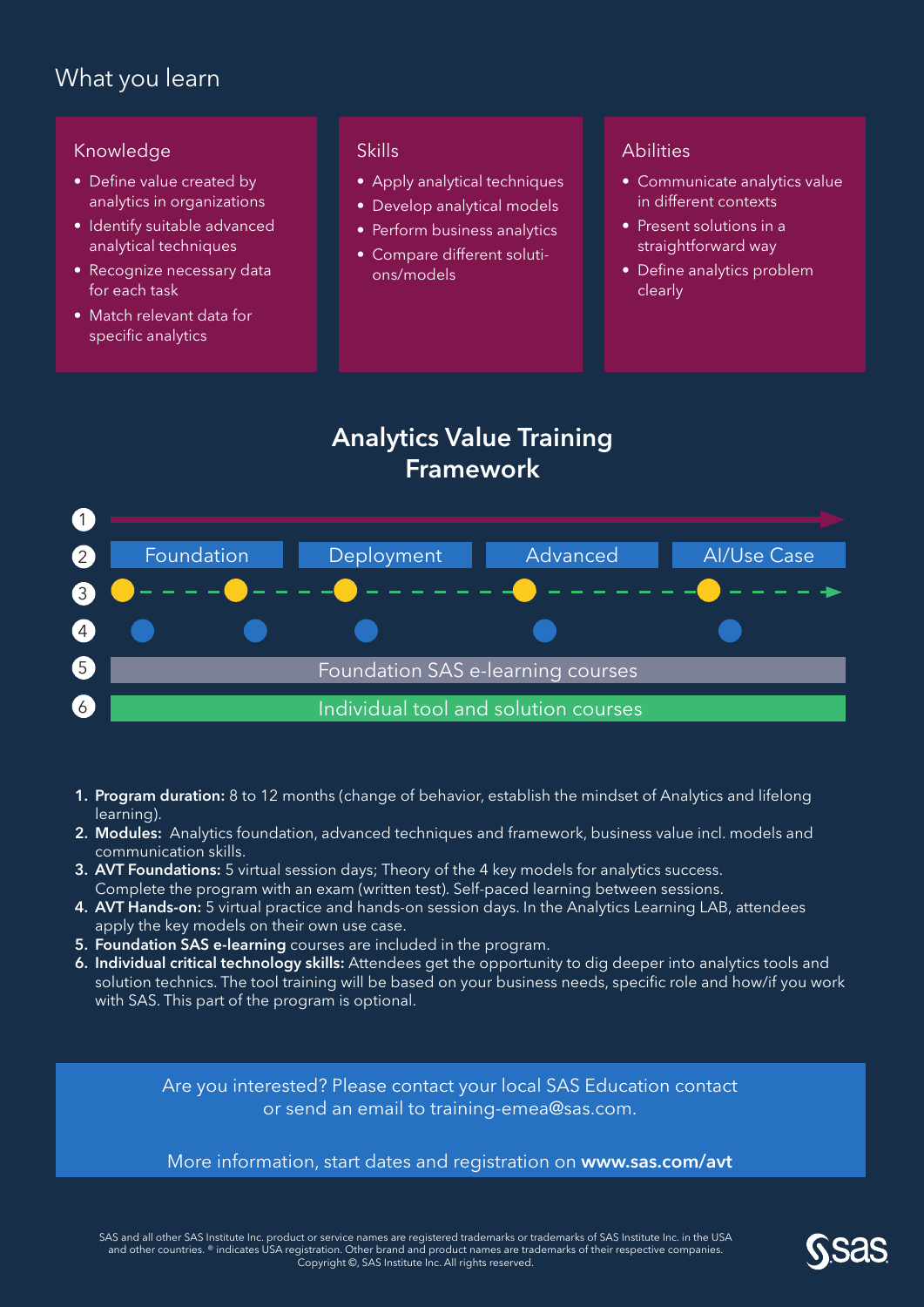## What you learn

### Knowledge

- Define value created by analytics in organizations
- Identify suitable advanced analytical techniques
- Recognize necessary data for each task
- Match relevant data for specific analytics

### Skills

- Apply analytical techniques
- Develop analytical models
- Perform business analytics
- Compare different solutions/models

### Abilities

- Communicate analytics value in different contexts
- Present solutions in a straightforward way
- Define analytics problem clearly

## Analytics Value Training Framework

1
2 Foundation | Deployment | Advanced | AI/Use Case
3
4
5 Foundation SAS e-learning courses
6 Individual tool and solution courses

1. **Program duration:** 8 to 12 months (change of behavior, establish the mindset of Analytics and lifelong learning).
2. **Modules:** Analytics foundation, advanced techniques and framework, business value incl. models and communication skills.
3. **AVT Foundations:** 5 virtual session days; Theory of the 4 key models for analytics success. Complete the program with an exam (written test). Self-paced learning between sessions.
4. **AVT Hands-on:** 5 virtual practice and hands-on session days. In the Analytics Learning LAB, attendees apply the key models on their own use case.
5. **Foundation SAS e-learning** courses are included in the program.
6. **Individual critical technology skills:** Attendees get the opportunity to dig deeper into analytics tools and solution technics. The tool training will be based on your business needs, specific role and how/if you work with SAS. This part of the program is optional.

Are you interested? Please contact your local SAS Education contact or send an email to training-emea@sas.com.

More information, start dates and registration on **www.sas.com/avt**

SAS and all other SAS Institute Inc. product or service names are registered trademarks or trademarks of SAS Institute Inc. in the USA and other countries. ® indicates USA registration. Other brand and product names are trademarks of their respective companies. Copyright ©, SAS Institute Inc. All rights reserved.